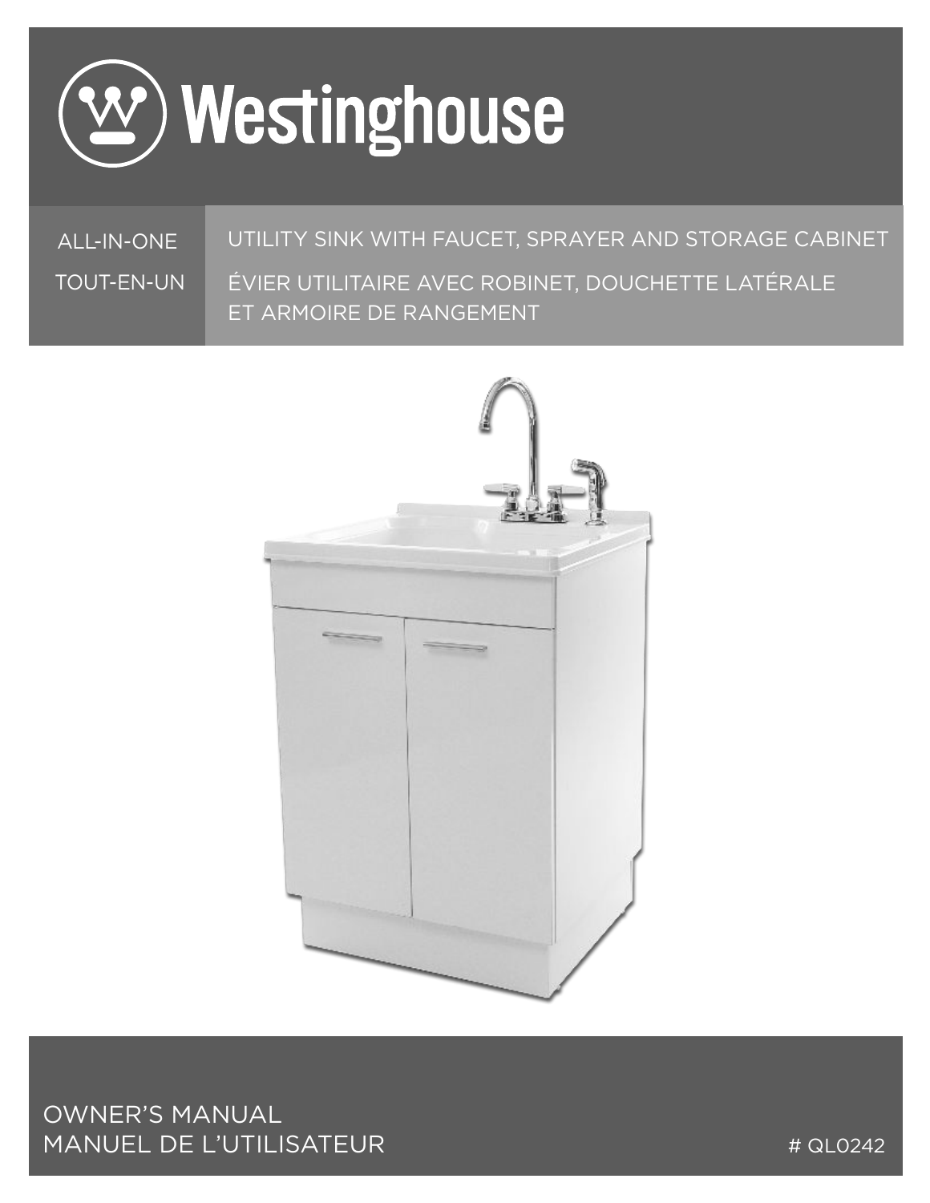# Westinghouse

ALL-IN-ONE

UTILITY SINK WITH FAUCET, SPRAYER AND STORAGE CABINET

TOUT-EN-UN

ÉVIER UTILITAIRE AVEC ROBINET, DOUCHETTE LATÉRALE ET ARMOIRE DE RANGEMENT

OWNER'S MANUAL

MANUEL DE L'UTILISATEUR

# QL0242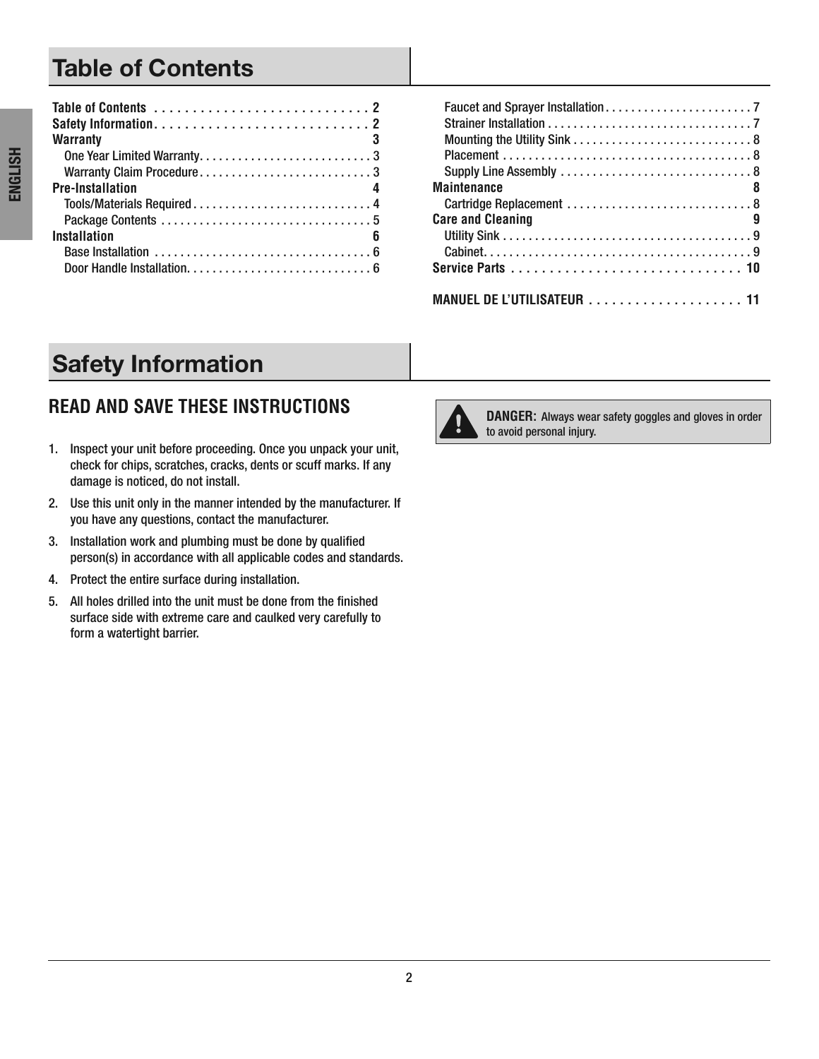# Table of Contents

**Table of Contents** . . . . . . . . . . . . . . . . . . . . . . . . . . . . . **2**
**Safety Information** . . . . . . . . . . . . . . . . . . . . . . . . . . . . . **2**
**Warranty** **3**
One Year Limited Warranty . . . . . . . . . . . . . . . . . . . . . . . . . . 3
Warranty Claim Procedure . . . . . . . . . . . . . . . . . . . . . . . . . . . 3
**Pre-Installation** **4**
Tools/Materials Required . . . . . . . . . . . . . . . . . . . . . . . . . . . 4
Package Contents . . . . . . . . . . . . . . . . . . . . . . . . . . . . . . . . 5
**Installation** **6**
Base Installation . . . . . . . . . . . . . . . . . . . . . . . . . . . . . . . . . 6
Door Handle Installation . . . . . . . . . . . . . . . . . . . . . . . . . . . . 6
Faucet and Sprayer Installation . . . . . . . . . . . . . . . . . . . . . . . 7
Strainer Installation . . . . . . . . . . . . . . . . . . . . . . . . . . . . . . . . 7
Mounting the Utility Sink . . . . . . . . . . . . . . . . . . . . . . . . . . . . 8
Placement . . . . . . . . . . . . . . . . . . . . . . . . . . . . . . . . . . . . . . . 8
Supply Line Assembly . . . . . . . . . . . . . . . . . . . . . . . . . . . . . . 8
**Maintenance** **8**
Cartridge Replacement . . . . . . . . . . . . . . . . . . . . . . . . . . . . . 8
**Care and Cleaning** **9**
Utility Sink . . . . . . . . . . . . . . . . . . . . . . . . . . . . . . . . . . . . . . . 9
Cabinet . . . . . . . . . . . . . . . . . . . . . . . . . . . . . . . . . . . . . . . . . . 9
**Service Parts** . . . . . . . . . . . . . . . . . . . . . . . . . . . . . . . **10**

**MANUEL DE L'UTILISATEUR** . . . . . . . . . . . . . . . . . . . . **11**

# Safety Information

## READ AND SAVE THESE INSTRUCTIONS

1. Inspect your unit before proceeding. Once you unpack your unit, check for chips, scratches, cracks, dents or scuff marks. If any damage is noticed, do not install.
2. Use this unit only in the manner intended by the manufacturer. If you have any questions, contact the manufacturer.
3. Installation work and plumbing must be done by qualified person(s) in accordance with all applicable codes and standards.
4. Protect the entire surface during installation.
5. All holes drilled into the unit must be done from the finished surface side with extreme care and caulked very carefully to form a watertight barrier.

**DANGER:** Always wear safety goggles and gloves in order to avoid personal injury.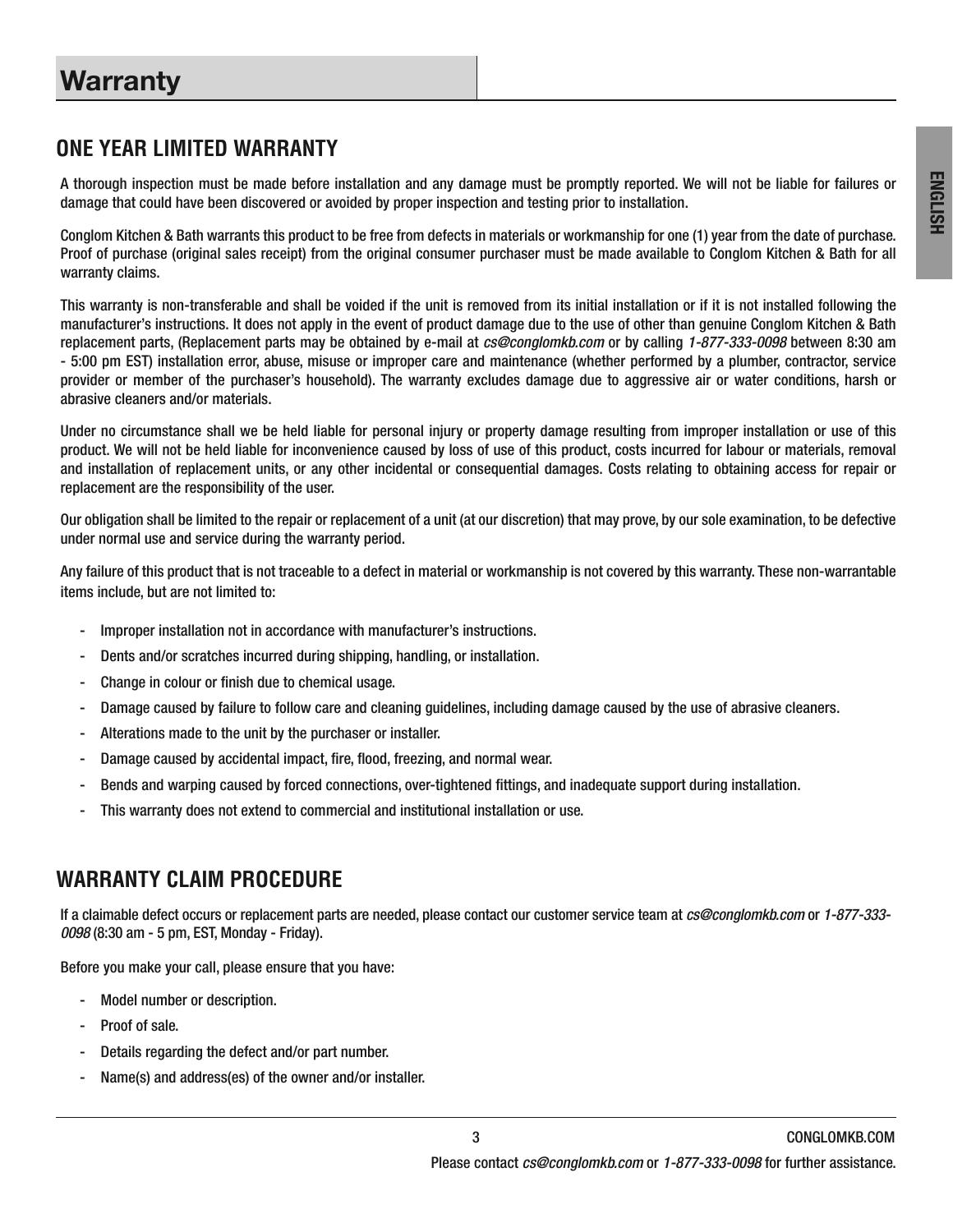# Warranty

## ONE YEAR LIMITED WARRANTY

A thorough inspection must be made before installation and any damage must be promptly reported. We will not be liable for failures or damage that could have been discovered or avoided by proper inspection and testing prior to installation.

Conglom Kitchen & Bath warrants this product to be free from defects in materials or workmanship for one (1) year from the date of purchase. Proof of purchase (original sales receipt) from the original consumer purchaser must be made available to Conglom Kitchen & Bath for all warranty claims.

This warranty is non-transferable and shall be voided if the unit is removed from its initial installation or if it is not installed following the manufacturer's instructions. It does not apply in the event of product damage due to the use of other than genuine Conglom Kitchen & Bath replacement parts, (Replacement parts may be obtained by e-mail at *cs@conglomkb.com* or by calling *1-877-333-0098* between 8:30 am - 5:00 pm EST) installation error, abuse, misuse or improper care and maintenance (whether performed by a plumber, contractor, service provider or member of the purchaser's household). The warranty excludes damage due to aggressive air or water conditions, harsh or abrasive cleaners and/or materials.

Under no circumstance shall we be held liable for personal injury or property damage resulting from improper installation or use of this product. We will not be held liable for inconvenience caused by loss of use of this product, costs incurred for labour or materials, removal and installation of replacement units, or any other incidental or consequential damages. Costs relating to obtaining access for repair or replacement are the responsibility of the user.

Our obligation shall be limited to the repair or replacement of a unit (at our discretion) that may prove, by our sole examination, to be defective under normal use and service during the warranty period.

Any failure of this product that is not traceable to a defect in material or workmanship is not covered by this warranty. These non-warrantable items include, but are not limited to:

- Improper installation not in accordance with manufacturer's instructions.
- Dents and/or scratches incurred during shipping, handling, or installation.
- Change in colour or finish due to chemical usage.
- Damage caused by failure to follow care and cleaning guidelines, including damage caused by the use of abrasive cleaners.
- Alterations made to the unit by the purchaser or installer.
- Damage caused by accidental impact, fire, flood, freezing, and normal wear.
- Bends and warping caused by forced connections, over-tightened fittings, and inadequate support during installation.
- This warranty does not extend to commercial and institutional installation or use.

## WARRANTY CLAIM PROCEDURE

If a claimable defect occurs or replacement parts are needed, please contact our customer service team at *cs@conglomkb.com* or *1-877-333-0098* (8:30 am - 5 pm, EST, Monday - Friday).

Before you make your call, please ensure that you have:

- Model number or description.
- Proof of sale.
- Details regarding the defect and/or part number.
- Name(s) and address(es) of the owner and/or installer.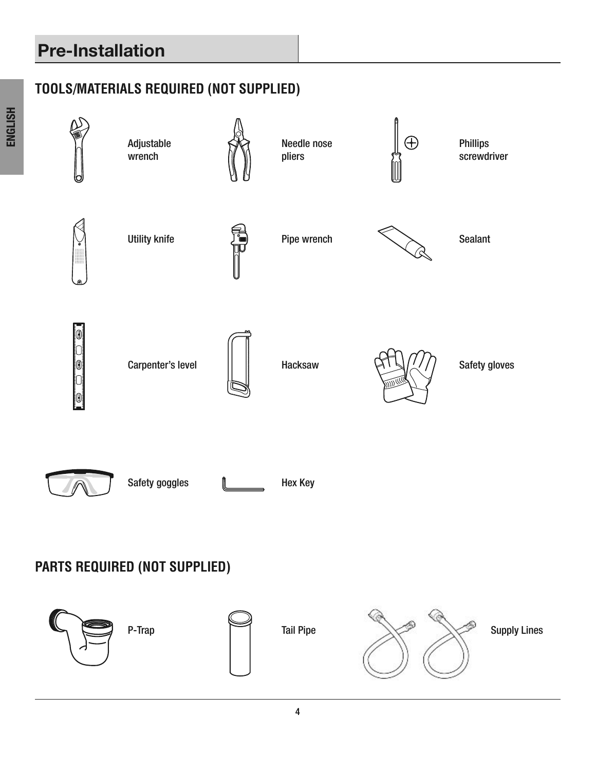# Pre-Installation

## TOOLS/MATERIALS REQUIRED (NOT SUPPLIED)

- Adjustable wrench
- Needle nose pliers
- Phillips screwdriver
- Utility knife
- Pipe wrench
- Sealant
- Carpenter's level
- Hacksaw
- Safety gloves
- Safety goggles
- Hex Key

## PARTS REQUIRED (NOT SUPPLIED)

- P-Trap
- Tail Pipe
- Supply Lines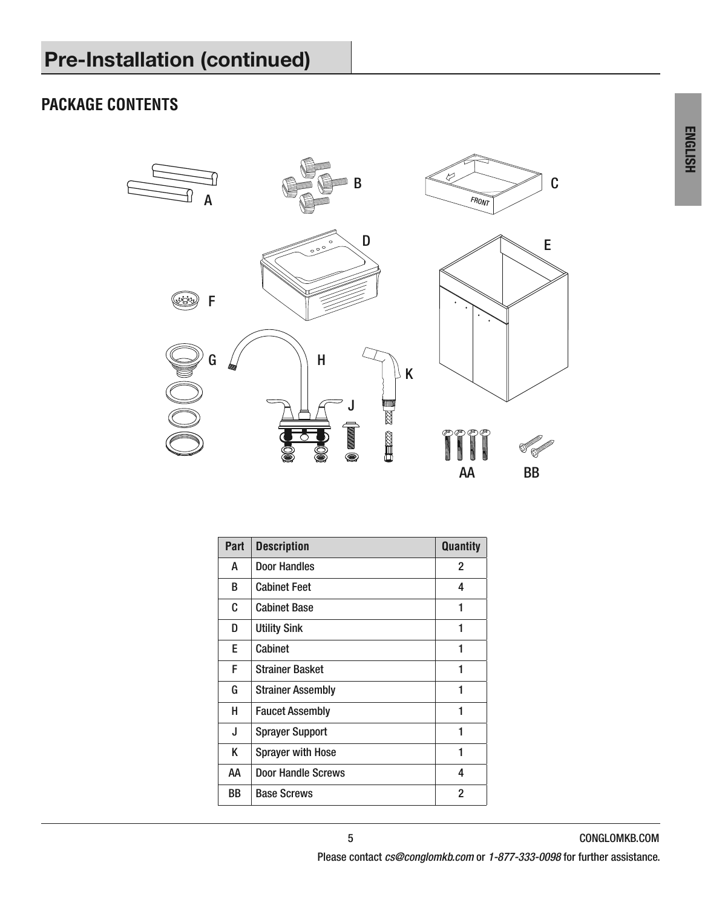# Pre-Installation (continued)

## PACKAGE CONTENTS

| Part | Description | Quantity |
|---|---|---|
| A | Door Handles | 2 |
| B | Cabinet Feet | 4 |
| C | Cabinet Base | 1 |
| D | Utility Sink | 1 |
| E | Cabinet | 1 |
| F | Strainer Basket | 1 |
| G | Strainer Assembly | 1 |
| H | Faucet Assembly | 1 |
| J | Sprayer Support | 1 |
| K | Sprayer with Hose | 1 |
| AA | Door Handle Screws | 4 |
| BB | Base Screws | 2 |

Please contact *cs@conglomkb.com* or *1-877-333-0098* for further assistance.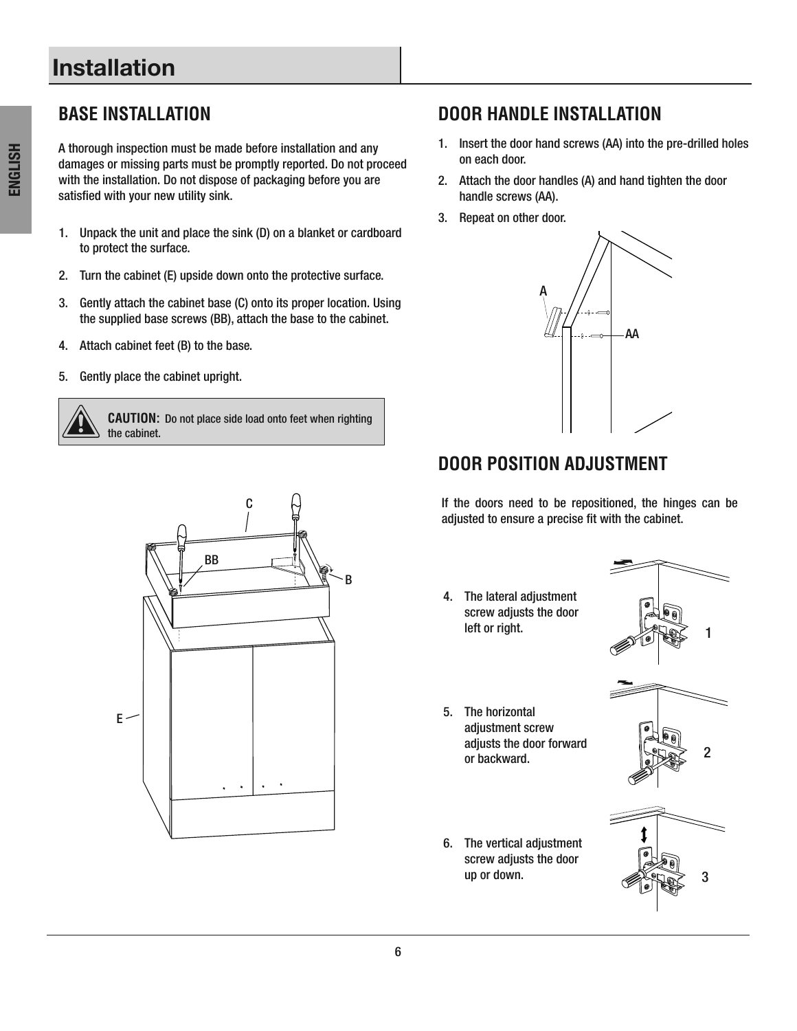# Installation

## BASE INSTALLATION

A thorough inspection must be made before installation and any damages or missing parts must be promptly reported. Do not proceed with the installation. Do not dispose of packaging before you are satisfied with your new utility sink.

1. Unpack the unit and place the sink (D) on a blanket or cardboard to protect the surface.
2. Turn the cabinet (E) upside down onto the protective surface.
3. Gently attach the cabinet base (C) onto its proper location. Using the supplied base screws (BB), attach the base to the cabinet.
4. Attach cabinet feet (B) to the base.
5. Gently place the cabinet upright.

**CAUTION:** Do not place side load onto feet when righting the cabinet.

## DOOR HANDLE INSTALLATION

1. Insert the door hand screws (AA) into the pre-drilled holes on each door.
2. Attach the door handles (A) and hand tighten the door handle screws (AA).
3. Repeat on other door.

## DOOR POSITION ADJUSTMENT

If the doors need to be repositioned, the hinges can be adjusted to ensure a precise fit with the cabinet.

4. The lateral adjustment screw adjusts the door left or right.
5. The horizontal adjustment screw adjusts the door forward or backward.
6. The vertical adjustment screw adjusts the door up or down.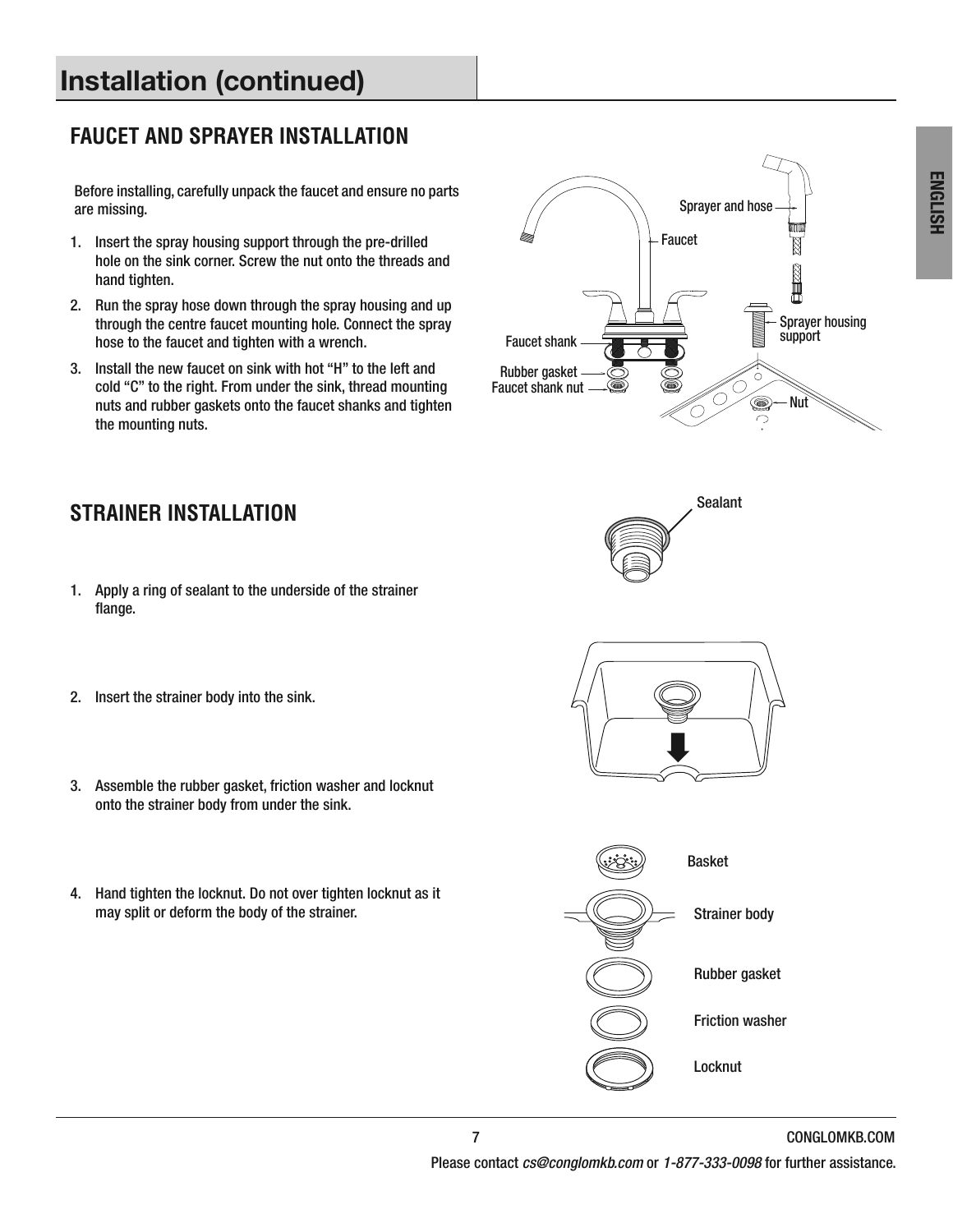# Installation (continued)

## FAUCET AND SPRAYER INSTALLATION

Before installing, carefully unpack the faucet and ensure no parts are missing.

1. Insert the spray housing support through the pre-drilled hole on the sink corner. Screw the nut onto the threads and hand tighten.
2. Run the spray hose down through the spray housing and up through the centre faucet mounting hole. Connect the spray hose to the faucet and tighten with a wrench.
3. Install the new faucet on sink with hot "H" to the left and cold "C" to the right. From under the sink, thread mounting nuts and rubber gaskets onto the faucet shanks and tighten the mounting nuts.

Sprayer and hose

Faucet

Sprayer housing support

Faucet shank

Rubber gasket

Faucet shank nut

Nut

## STRAINER INSTALLATION

1. Apply a ring of sealant to the underside of the strainer flange.
2. Insert the strainer body into the sink.
3. Assemble the rubber gasket, friction washer and locknut onto the strainer body from under the sink.
4. Hand tighten the locknut. Do not over tighten locknut as it may split or deform the body of the strainer.

Sealant

Basket

Strainer body

Rubber gasket

Friction washer

Locknut

Please contact *cs@conglomkb.com* or *1-877-333-0098* for further assistance.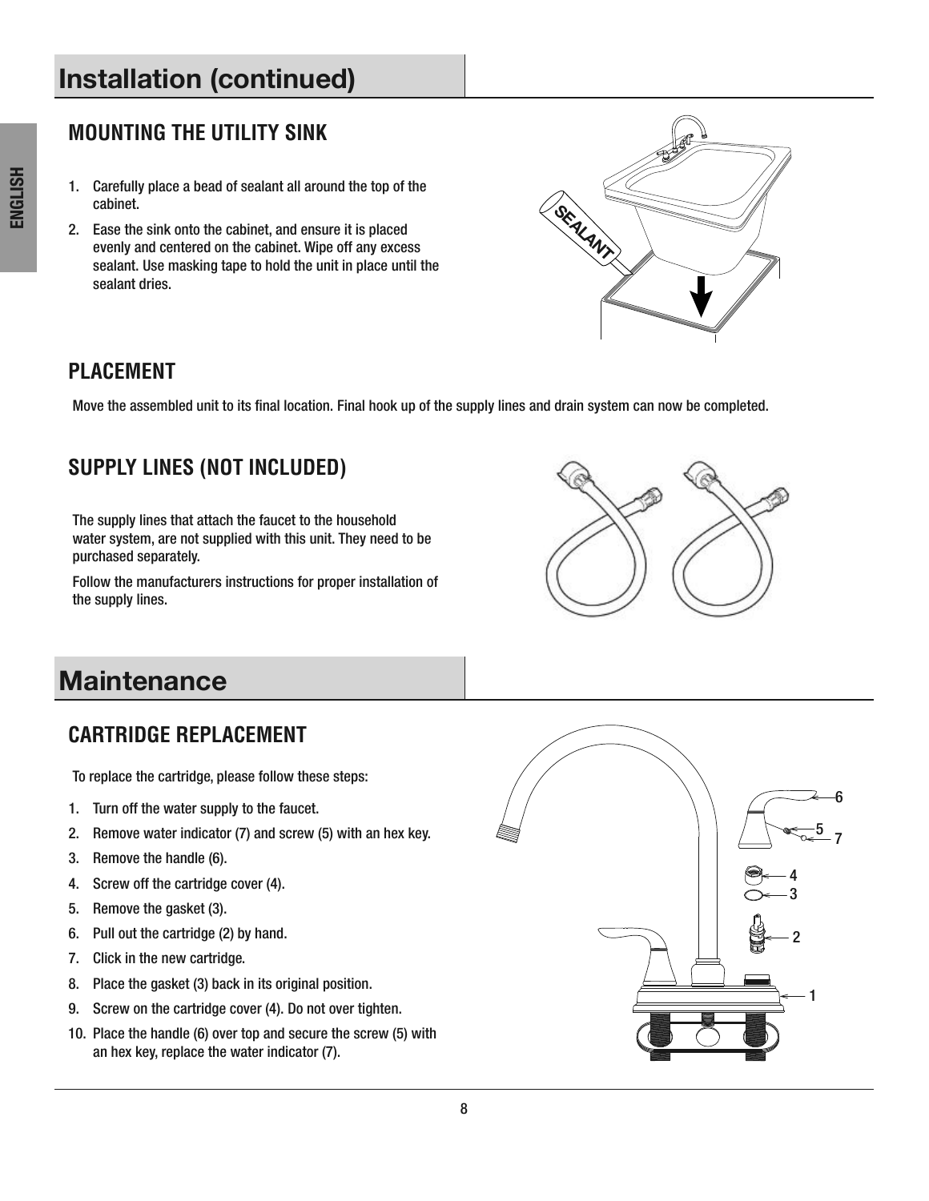# Installation (continued)

## MOUNTING THE UTILITY SINK

1. Carefully place a bead of sealant all around the top of the cabinet.
2. Ease the sink onto the cabinet, and ensure it is placed evenly and centered on the cabinet. Wipe off any excess sealant. Use masking tape to hold the unit in place until the sealant dries.

## PLACEMENT

Move the assembled unit to its final location. Final hook up of the supply lines and drain system can now be completed.

## SUPPLY LINES (NOT INCLUDED)

The supply lines that attach the faucet to the household water system, are not supplied with this unit. They need to be purchased separately.

Follow the manufacturers instructions for proper installation of the supply lines.

# Maintenance

## CARTRIDGE REPLACEMENT

To replace the cartridge, please follow these steps:

1. Turn off the water supply to the faucet.
2. Remove water indicator (7) and screw (5) with an hex key.
3. Remove the handle (6).
4. Screw off the cartridge cover (4).
5. Remove the gasket (3).
6. Pull out the cartridge (2) by hand.
7. Click in the new cartridge.
8. Place the gasket (3) back in its original position.
9. Screw on the cartridge cover (4). Do not over tighten.
10. Place the handle (6) over top and secure the screw (5) with an hex key, replace the water indicator (7).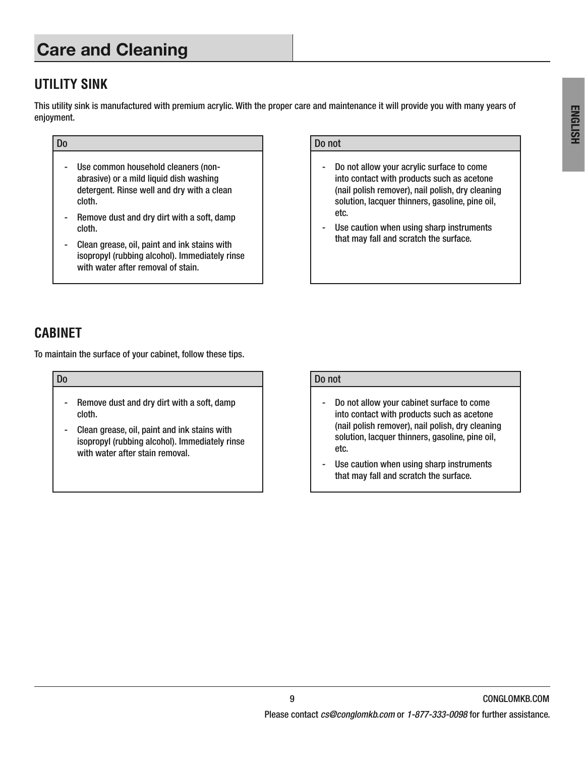# Care and Cleaning

## UTILITY SINK

This utility sink is manufactured with premium acrylic. With the proper care and maintenance it will provide you with many years of enjoyment.

| Do | Do not |
| --- | --- |
| - Use common household cleaners (non-abrasive) or a mild liquid dish washing detergent. Rinse well and dry with a clean cloth.<br>- Remove dust and dry dirt with a soft, damp cloth.<br>- Clean grease, oil, paint and ink stains with isopropyl (rubbing alcohol). Immediately rinse with water after removal of stain. | - Do not allow your acrylic surface to come into contact with products such as acetone (nail polish remover), nail polish, dry cleaning solution, lacquer thinners, gasoline, pine oil, etc.<br>- Use caution when using sharp instruments that may fall and scratch the surface. |

## CABINET

To maintain the surface of your cabinet, follow these tips.

| Do | Do not |
| --- | --- |
| - Remove dust and dry dirt with a soft, damp cloth.<br>- Clean grease, oil, paint and ink stains with isopropyl (rubbing alcohol). Immediately rinse with water after stain removal. | - Do not allow your cabinet surface to come into contact with products such as acetone (nail polish remover), nail polish, dry cleaning solution, lacquer thinners, gasoline, pine oil, etc.<br>- Use caution when using sharp instruments that may fall and scratch the surface. |

Please contact *cs@conglomkb.com* or *1-877-333-0098* for further assistance.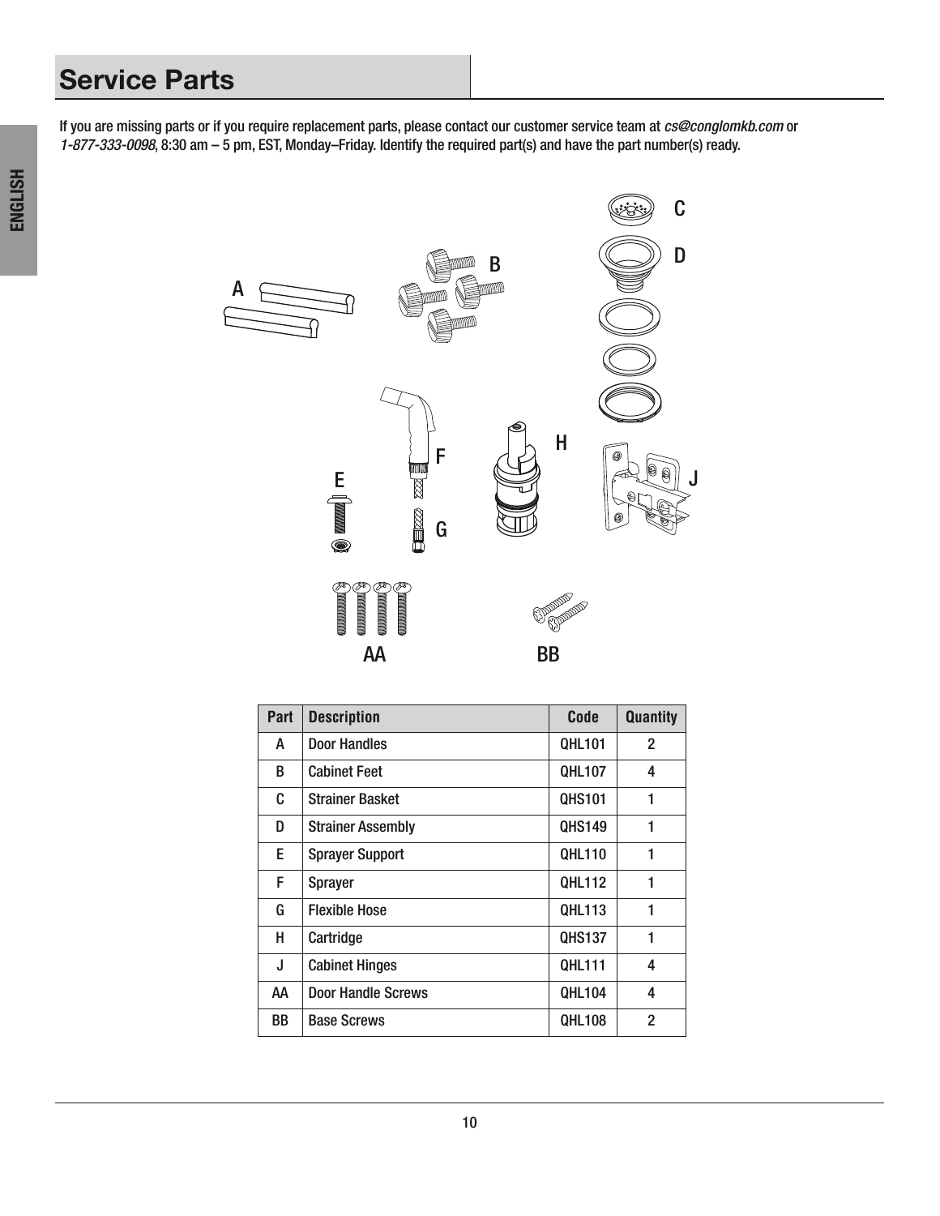## Service Parts

If you are missing parts or if you require replacement parts, please contact our customer service team at *cs@conglomkb.com* or *1-877-333-0098*, 8:30 am – 5 pm, EST, Monday–Friday. Identify the required part(s) and have the part number(s) ready.

| Part | Description | Code | Quantity |
|---|---|---|---|
| A | Door Handles | QHL101 | 2 |
| B | Cabinet Feet | QHL107 | 4 |
| C | Strainer Basket | QHS101 | 1 |
| D | Strainer Assembly | QHS149 | 1 |
| E | Sprayer Support | QHL110 | 1 |
| F | Sprayer | QHL112 | 1 |
| G | Flexible Hose | QHL113 | 1 |
| H | Cartridge | QHS137 | 1 |
| J | Cabinet Hinges | QHL111 | 4 |
| AA | Door Handle Screws | QHL104 | 4 |
| BB | Base Screws | QHL108 | 2 |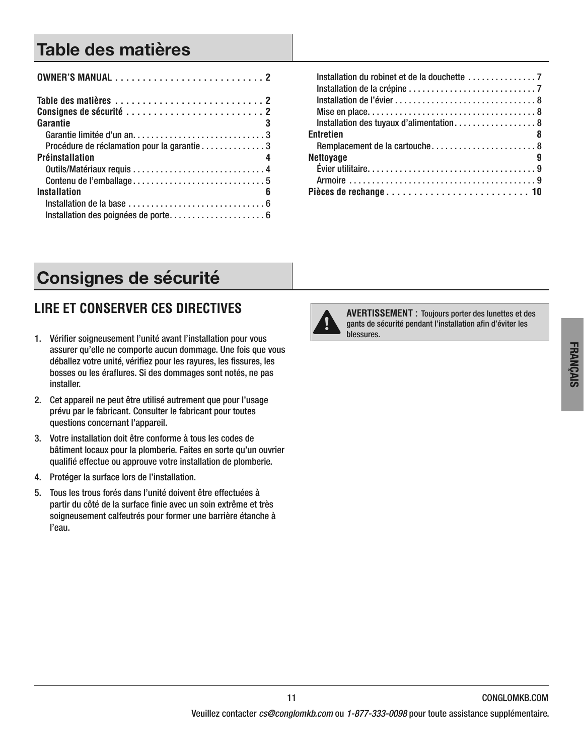# Table des matières

**OWNER'S MANUAL . . . . . . . . . . . . . . . . . . . . . . . . . . . . 2**

**Table des matières . . . . . . . . . . . . . . . . . . . . . . . . . . . . 2**
**Consignes de sécurité . . . . . . . . . . . . . . . . . . . . . . . . . . 2**
**Garantie 3**
- Garantie limitée d'un an. . . . . . . . . . . . . . . . . . . . . . . . . . . . 3
- Procédure de réclamation pour la garantie . . . . . . . . . . . . . . 3

**Préinstallation 4**
- Outils/Matériaux requis . . . . . . . . . . . . . . . . . . . . . . . . . . . . 4
- Contenu de l'emballage . . . . . . . . . . . . . . . . . . . . . . . . . . . . 5

**Installation 6**
- Installation de la base . . . . . . . . . . . . . . . . . . . . . . . . . . . . . 6
- Installation des poignées de porte. . . . . . . . . . . . . . . . . . . . . 6
- Installation du robinet et de la douchette . . . . . . . . . . . . . . . 7
- Installation de la crépine . . . . . . . . . . . . . . . . . . . . . . . . . . . . 7
- Installation de l'évier . . . . . . . . . . . . . . . . . . . . . . . . . . . . . . . 8
- Mise en place. . . . . . . . . . . . . . . . . . . . . . . . . . . . . . . . . . . . 8
- Installation des tuyaux d'alimentation. . . . . . . . . . . . . . . . . . 8

**Entretien 8**
- Remplacement de la cartouche. . . . . . . . . . . . . . . . . . . . . . . 8

**Nettoyage 9**
- Évier utilitaire. . . . . . . . . . . . . . . . . . . . . . . . . . . . . . . . . . . . 9
- Armoire . . . . . . . . . . . . . . . . . . . . . . . . . . . . . . . . . . . . . . . . . 9

**Pièces de rechange . . . . . . . . . . . . . . . . . . . . . . . . . . 10**

# Consignes de sécurité

## LIRE ET CONSERVER CES DIRECTIVES

1. Vérifier soigneusement l'unité avant l'installation pour vous assurer qu'elle ne comporte aucun dommage. Une fois que vous déballez votre unité, vérifiez pour les rayures, les fissures, les bosses ou les éraflures. Si des dommages sont notés, ne pas installer.
2. Cet appareil ne peut être utilisé autrement que pour l'usage prévu par le fabricant. Consulter le fabricant pour toutes questions concernant l'appareil.
3. Votre installation doit être conforme à tous les codes de bâtiment locaux pour la plomberie. Faites en sorte qu'un ouvrier qualifié effectue ou approuve votre installation de plomberie.
4. Protéger la surface lors de l'installation.
5. Tous les trous forés dans l'unité doivent être effectuées à partir du côté de la surface finie avec un soin extrême et très soigneusement calfeutrés pour former une barrière étanche à l'eau.

**AVERTISSEMENT :** Toujours porter des lunettes et des gants de sécurité pendant l'installation afin d'éviter les blessures.

CONGLOMKB.COM

Veuillez contacter *cs@conglomkb.com* ou *1-877-333-0098* pour toute assistance supplémentaire.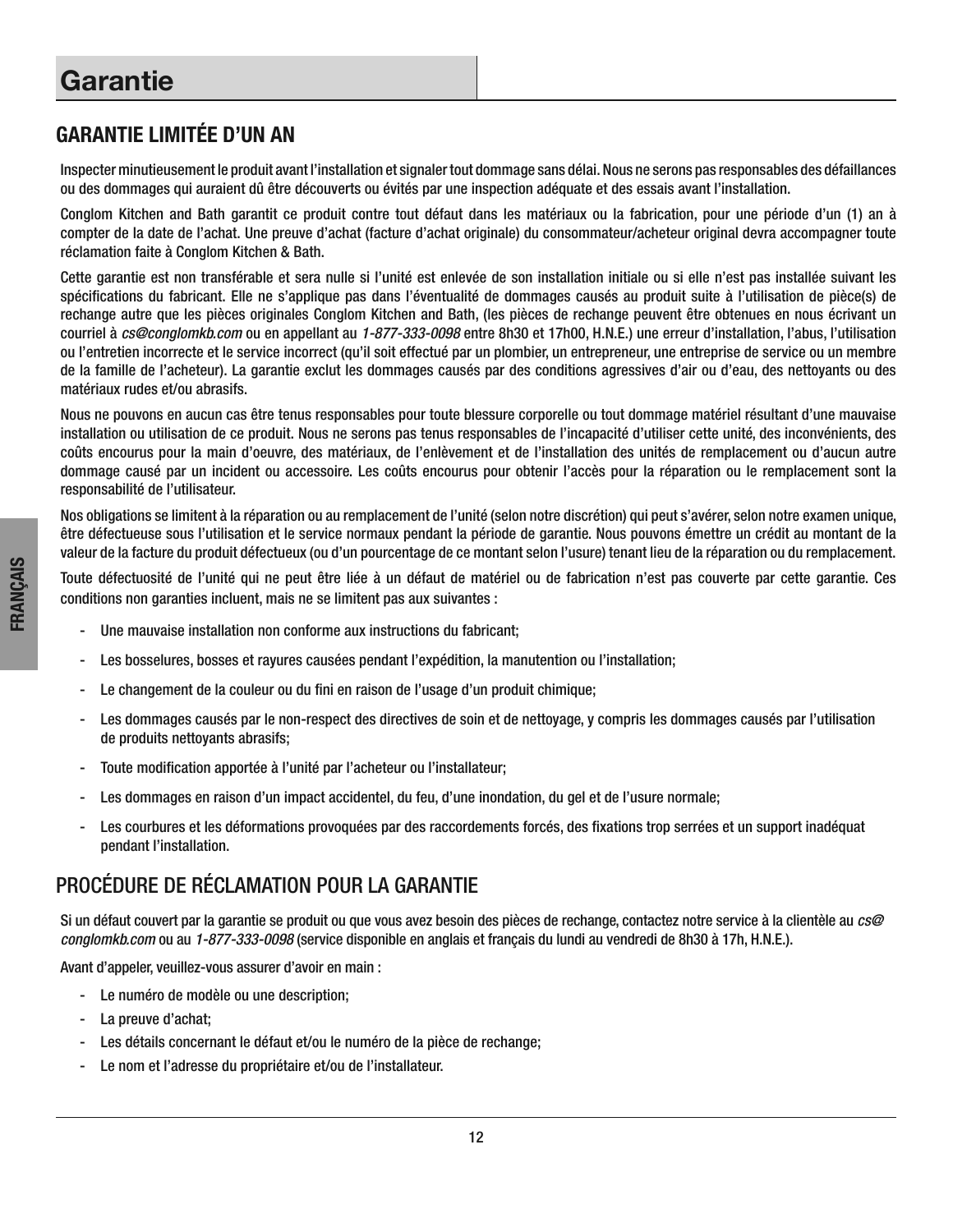# Garantie

## GARANTIE LIMITÉE D'UN AN

Inspecter minutieusement le produit avant l'installation et signaler tout dommage sans délai. Nous ne serons pas responsables des défaillances ou des dommages qui auraient dû être découverts ou évités par une inspection adéquate et des essais avant l'installation.

Conglom Kitchen and Bath garantit ce produit contre tout défaut dans les matériaux ou la fabrication, pour une période d'un (1) an à compter de la date de l'achat. Une preuve d'achat (facture d'achat originale) du consommateur/acheteur original devra accompagner toute réclamation faite à Conglom Kitchen & Bath.

Cette garantie est non transférable et sera nulle si l'unité est enlevée de son installation initiale ou si elle n'est pas installée suivant les spécifications du fabricant. Elle ne s'applique pas dans l'éventualité de dommages causés au produit suite à l'utilisation de pièce(s) de rechange autre que les pièces originales Conglom Kitchen and Bath, (les pièces de rechange peuvent être obtenues en nous écrivant un courriel à *cs@conglomkb.com* ou en appellant au *1-877-333-0098* entre 8h30 et 17h00, H.N.E.) une erreur d'installation, l'abus, l'utilisation ou l'entretien incorrecte et le service incorrect (qu'il soit effectué par un plombier, un entrepreneur, une entreprise de service ou un membre de la famille de l'acheteur). La garantie exclut les dommages causés par des conditions agressives d'air ou d'eau, des nettoyants ou des matériaux rudes et/ou abrasifs.

Nous ne pouvons en aucun cas être tenus responsables pour toute blessure corporelle ou tout dommage matériel résultant d'une mauvaise installation ou utilisation de ce produit. Nous ne serons pas tenus responsables de l'incapacité d'utiliser cette unité, des inconvénients, des coûts encourus pour la main d'oeuvre, des matériaux, de l'enlèvement et de l'installation des unités de remplacement ou d'aucun autre dommage causé par un incident ou accessoire. Les coûts encourus pour obtenir l'accès pour la réparation ou le remplacement sont la responsabilité de l'utilisateur.

Nos obligations se limitent à la réparation ou au remplacement de l'unité (selon notre discrétion) qui peut s'avérer, selon notre examen unique, être défectueuse sous l'utilisation et le service normaux pendant la période de garantie. Nous pouvons émettre un crédit au montant de la valeur de la facture du produit défectueux (ou d'un pourcentage de ce montant selon l'usure) tenant lieu de la réparation ou du remplacement.

Toute défectuosité de l'unité qui ne peut être liée à un défaut de matériel ou de fabrication n'est pas couverte par cette garantie. Ces conditions non garanties incluent, mais ne se limitent pas aux suivantes :

- Une mauvaise installation non conforme aux instructions du fabricant;
- Les bosselures, bosses et rayures causées pendant l'expédition, la manutention ou l'installation;
- Le changement de la couleur ou du fini en raison de l'usage d'un produit chimique;
- Les dommages causés par le non-respect des directives de soin et de nettoyage, y compris les dommages causés par l'utilisation de produits nettoyants abrasifs;
- Toute modification apportée à l'unité par l'acheteur ou l'installateur;
- Les dommages en raison d'un impact accidentel, du feu, d'une inondation, du gel et de l'usure normale;
- Les courbures et les déformations provoquées par des raccordements forcés, des fixations trop serrées et un support inadéquat pendant l'installation.

## PROCÉDURE DE RÉCLAMATION POUR LA GARANTIE

Si un défaut couvert par la garantie se produit ou que vous avez besoin des pièces de rechange, contactez notre service à la clientèle au *cs@conglomkb.com* ou au *1-877-333-0098* (service disponible en anglais et français du lundi au vendredi de 8h30 à 17h, H.N.E.).

Avant d'appeler, veuillez-vous assurer d'avoir en main :

- Le numéro de modèle ou une description;
- La preuve d'achat;
- Les détails concernant le défaut et/ou le numéro de la pièce de rechange;
- Le nom et l'adresse du propriétaire et/ou de l'installateur.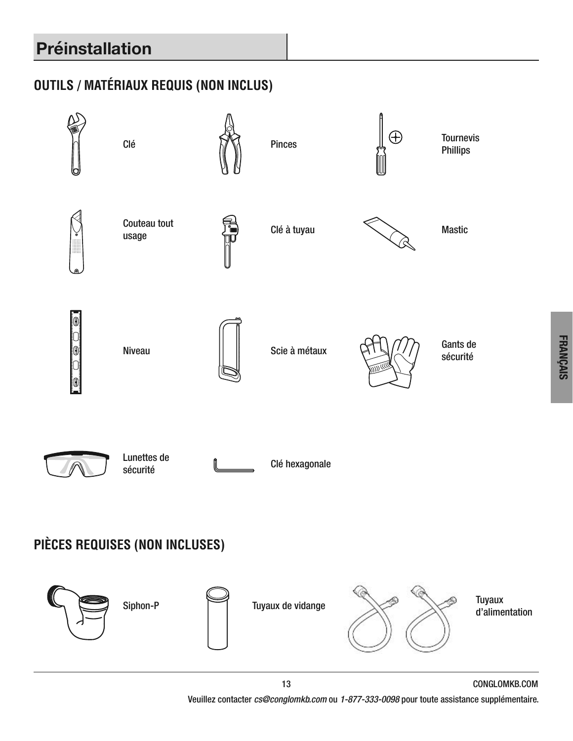# Préinstallation

## OUTILS / MATÉRIAUX REQUIS (NON INCLUS)

- Clé
- Pinces
- Tournevis Phillips
- Couteau tout usage
- Clé à tuyau
- Mastic
- Niveau
- Scie à métaux
- Gants de sécurité
- Lunettes de sécurité
- Clé hexagonale

## PIÈCES REQUISES (NON INCLUSES)

- Siphon-P
- Tuyaux de vidange
- Tuyaux d'alimentation

FRANÇAIS

CONGLOMKB.COM

Veuillez contacter *cs@conglomkb.com* ou *1-877-333-0098* pour toute assistance supplémentaire.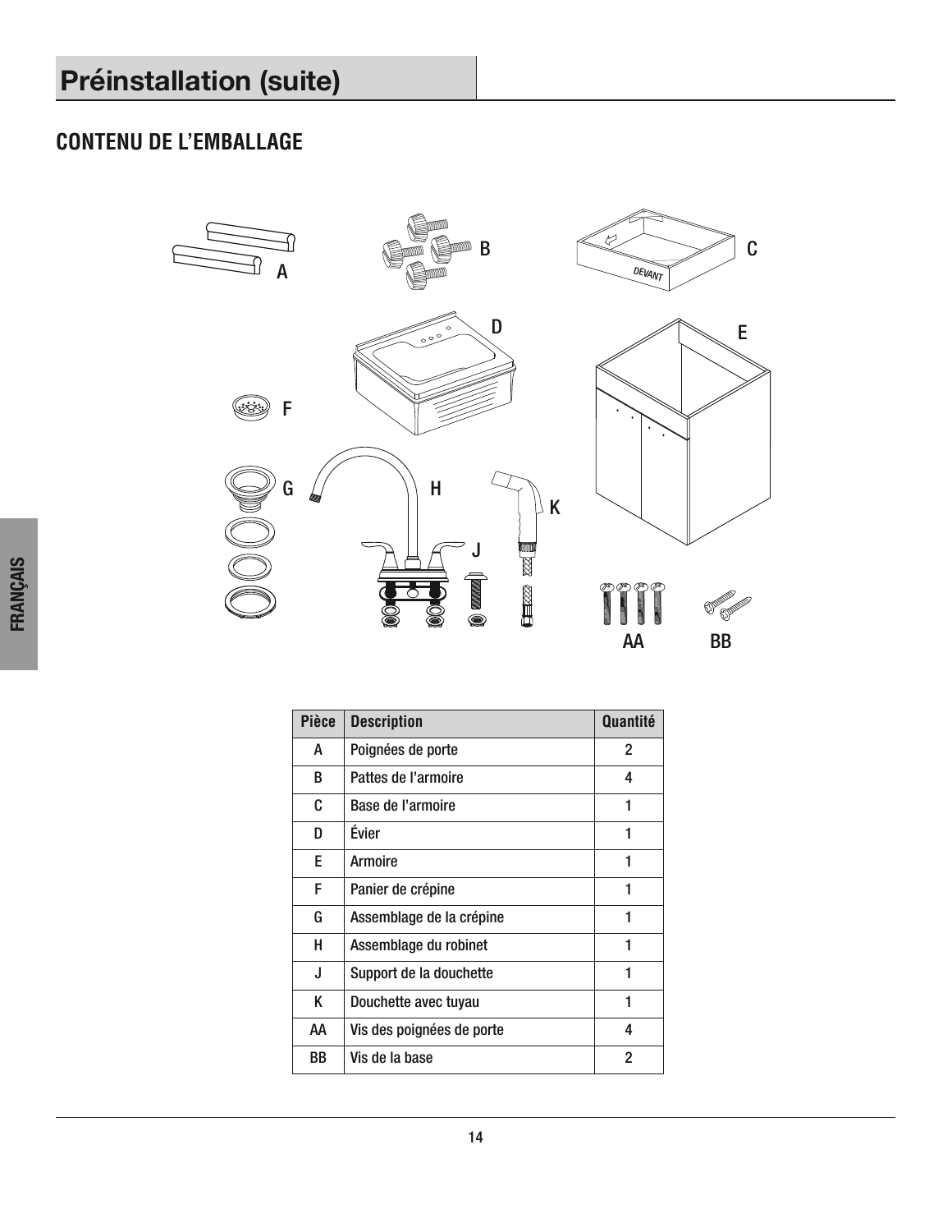# Préinstallation (suite)

## CONTENU DE L'EMBALLAGE

| Pièce | Description | Quantité |
|---|---|---|
| A | Poignées de porte | 2 |
| B | Pattes de l'armoire | 4 |
| C | Base de l'armoire | 1 |
| D | Évier | 1 |
| E | Armoire | 1 |
| F | Panier de crépine | 1 |
| G | Assemblage de la crépine | 1 |
| H | Assemblage du robinet | 1 |
| J | Support de la douchette | 1 |
| K | Douchette avec tuyau | 1 |
| AA | Vis des poignées de porte | 4 |
| BB | Vis de la base | 2 |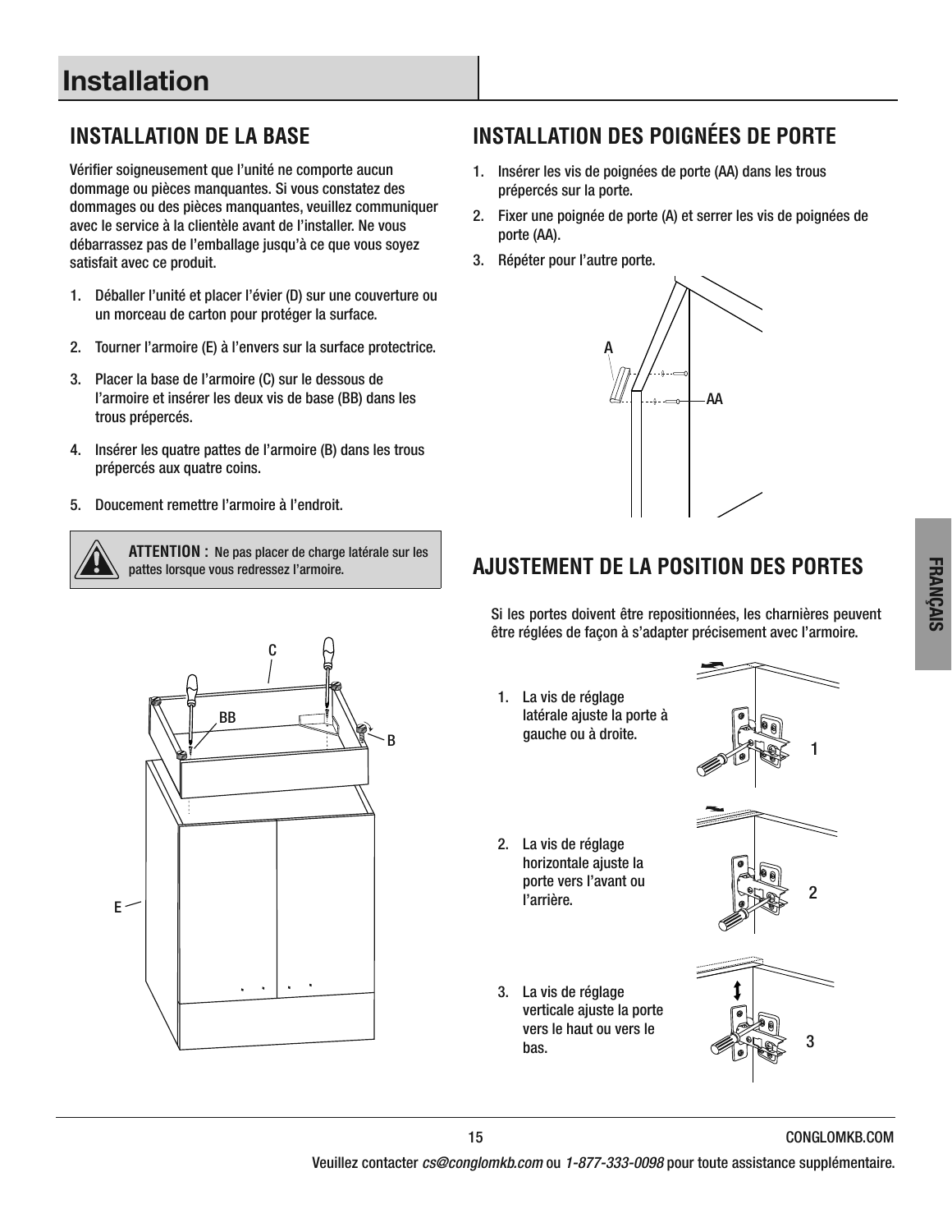# Installation

## INSTALLATION DE LA BASE

Vérifier soigneusement que l'unité ne comporte aucun dommage ou pièces manquantes. Si vous constatez des dommages ou des pièces manquantes, veuillez communiquer avec le service à la clientèle avant de l'installer. Ne vous débarrassez pas de l'emballage jusqu'à ce que vous soyez satisfait avec ce produit.

1. Déballer l'unité et placer l'évier (D) sur une couverture ou un morceau de carton pour protéger la surface.
2. Tourner l'armoire (E) à l'envers sur la surface protectrice.
3. Placer la base de l'armoire (C) sur le dessous de l'armoire et insérer les deux vis de base (BB) dans les trous prépercés.
4. Insérer les quatre pattes de l'armoire (B) dans les trous prépercés aux quatre coins.
5. Doucement remettre l'armoire à l'endroit.

**ATTENTION :** Ne pas placer de charge latérale sur les pattes lorsque vous redressez l'armoire.

## INSTALLATION DES POIGNÉES DE PORTE

1. Insérer les vis de poignées de porte (AA) dans les trous prépercés sur la porte.
2. Fixer une poignée de porte (A) et serrer les vis de poignées de porte (AA).
3. Répéter pour l'autre porte.

## AJUSTEMENT DE LA POSITION DES PORTES

Si les portes doivent être repositionnées, les charnières peuvent être réglées de façon à s'adapter précisement avec l'armoire.

1. La vis de réglage latérale ajuste la porte à gauche ou à droite.
2. La vis de réglage horizontale ajuste la porte vers l'avant ou l'arrière.
3. La vis de réglage verticale ajuste la porte vers le haut ou vers le bas.

Veuillez contacter *cs@conglomkb.com* ou *1-877-333-0098* pour toute assistance supplémentaire.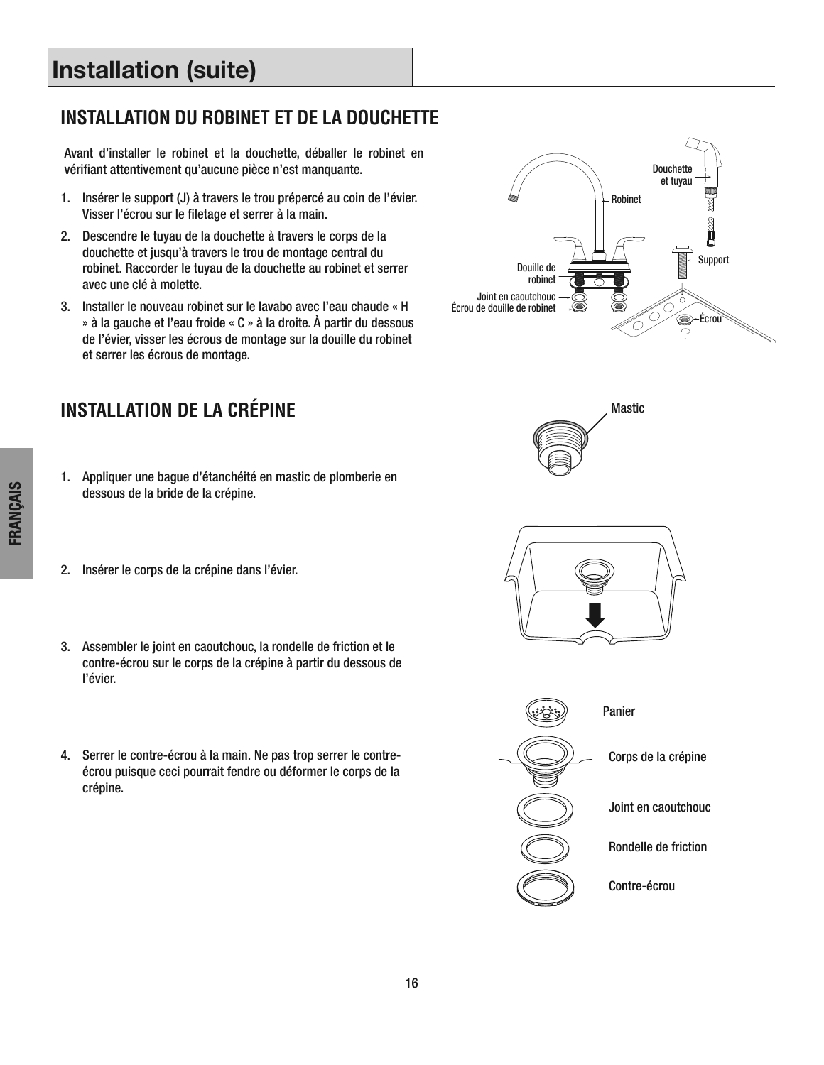# Installation (suite)

## INSTALLATION DU ROBINET ET DE LA DOUCHETTE

Avant d'installer le robinet et la douchette, déballer le robinet en vérifiant attentivement qu'aucune pièce n'est manquante.

1. Insérer le support (J) à travers le trou prépercé au coin de l'évier. Visser l'écrou sur le filetage et serrer à la main.
2. Descendre le tuyau de la douchette à travers le corps de la douchette et jusqu'à travers le trou de montage central du robinet. Raccorder le tuyau de la douchette au robinet et serrer avec une clé à molette.
3. Installer le nouveau robinet sur le lavabo avec l'eau chaude « H » à la gauche et l'eau froide « C » à la droite. À partir du dessous de l'évier, visser les écrous de montage sur la douille du robinet et serrer les écrous de montage.

Douchette et tuyau
Robinet
Support
Douille de robinet
Joint en caoutchouc
Écrou de douille de robinet
Écrou

## INSTALLATION DE LA CRÉPINE

1. Appliquer une bague d'étanchéité en mastic de plomberie en dessous de la bride de la crépine.

Mastic

2. Insérer le corps de la crépine dans l'évier.

3. Assembler le joint en caoutchouc, la rondelle de friction et le contre-écrou sur le corps de la crépine à partir du dessous de l'évier.

4. Serrer le contre-écrou à la main. Ne pas trop serrer le contre-écrou puisque ceci pourrait fendre ou déformer le corps de la crépine.

Panier
Corps de la crépine
Joint en caoutchouc
Rondelle de friction
Contre-écrou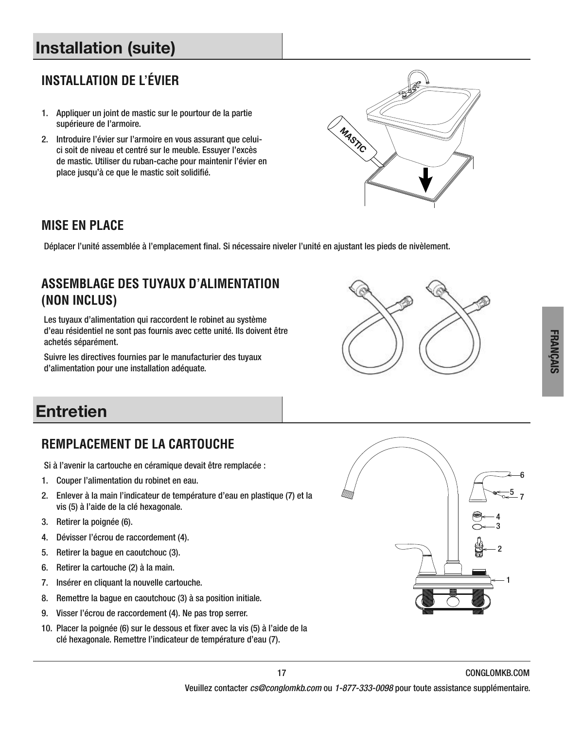# Installation (suite)

## INSTALLATION DE L'ÉVIER

1. Appliquer un joint de mastic sur le pourtour de la partie supérieure de l'armoire.
2. Introduire l'évier sur l'armoire en vous assurant que celui-ci soit de niveau et centré sur le meuble. Essuyer l'excès de mastic. Utiliser du ruban-cache pour maintenir l'évier en place jusqu'à ce que le mastic soit solidifié.

## MISE EN PLACE

Déplacer l'unité assemblée à l'emplacement final. Si nécessaire niveler l'unité en ajustant les pieds de nivèlement.

## ASSEMBLAGE DES TUYAUX D'ALIMENTATION (NON INCLUS)

Les tuyaux d'alimentation qui raccordent le robinet au système d'eau résidentiel ne sont pas fournis avec cette unité. Ils doivent être achetés séparément.

Suivre les directives fournies par le manufacturier des tuyaux d'alimentation pour une installation adéquate.

# Entretien

## REMPLACEMENT DE LA CARTOUCHE

Si à l'avenir la cartouche en céramique devait être remplacée :

1. Couper l'alimentation du robinet en eau.
2. Enlever à la main l'indicateur de température d'eau en plastique (7) et la vis (5) à l'aide de la clé hexagonale.
3. Retirer la poignée (6).
4. Dévisser l'écrou de raccordement (4).
5. Retirer la bague en caoutchouc (3).
6. Retirer la cartouche (2) à la main.
7. Insérer en cliquant la nouvelle cartouche.
8. Remettre la bague en caoutchouc (3) à sa position initiale.
9. Visser l'écrou de raccordement (4). Ne pas trop serrer.
10. Placer la poignée (6) sur le dessous et fixer avec la vis (5) à l'aide de la clé hexagonale. Remettre l'indicateur de température d'eau (7).

Veuillez contacter *cs@conglomkb.com* ou *1-877-333-0098* pour toute assistance supplémentaire.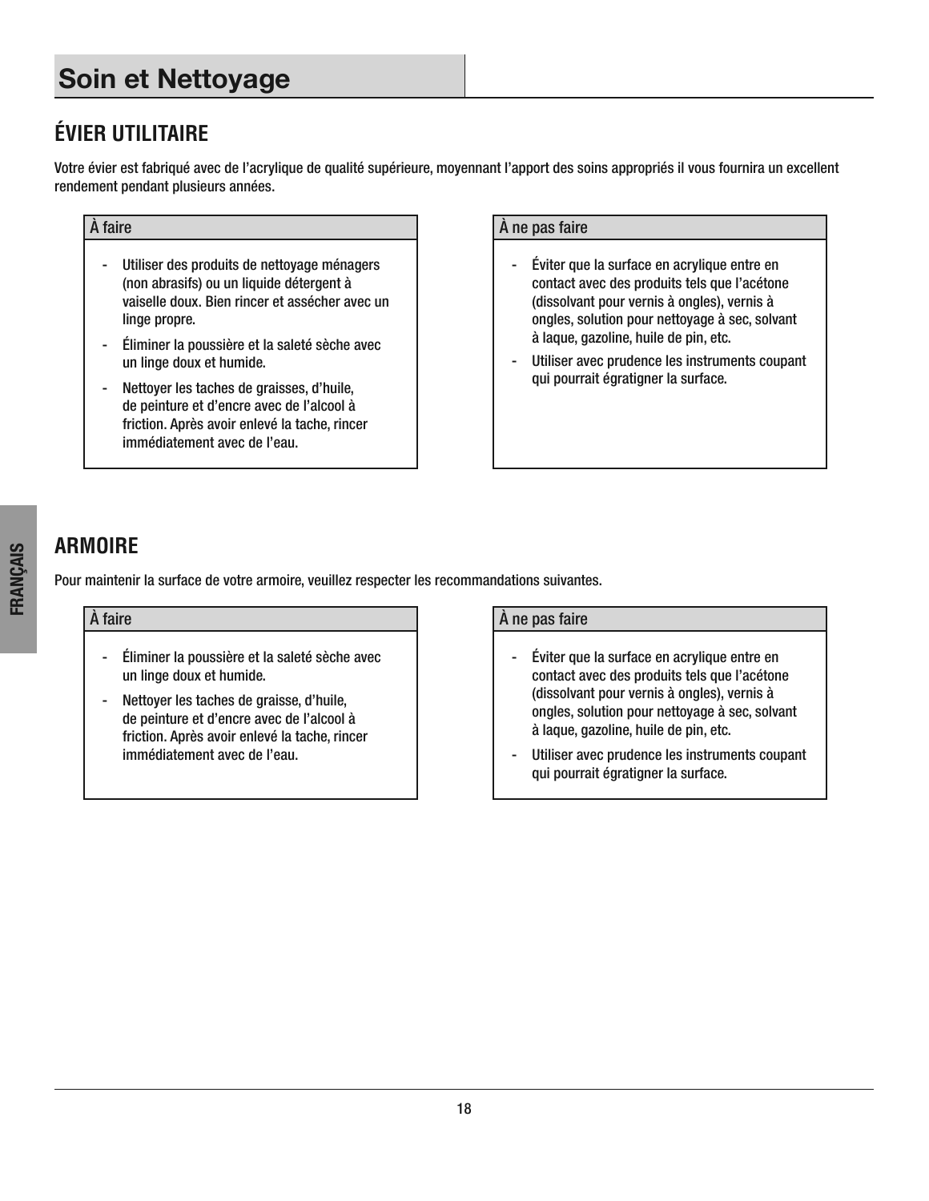# Soin et Nettoyage

## ÉVIER UTILITAIRE

Votre évier est fabriqué avec de l'acrylique de qualité supérieure, moyennant l'apport des soins appropriés il vous fournira un excellent rendement pendant plusieurs années.

| À faire | À ne pas faire |
| --- | --- |
| - Utiliser des produits de nettoyage ménagers (non abrasifs) ou un liquide détergent à vaiselle doux. Bien rincer et assécher avec un linge propre.<br>- Éliminer la poussière et la saleté sèche avec un linge doux et humide.<br>- Nettoyer les taches de graisses, d'huile, de peinture et d'encre avec de l'alcool à friction. Après avoir enlevé la tache, rincer immédiatement avec de l'eau. | - Éviter que la surface en acrylique entre en contact avec des produits tels que l'acétone (dissolvant pour vernis à ongles), vernis à ongles, solution pour nettoyage à sec, solvant à laque, gazoline, huile de pin, etc.<br>- Utiliser avec prudence les instruments coupant qui pourrait égratigner la surface. |

## ARMOIRE

Pour maintenir la surface de votre armoire, veuillez respecter les recommandations suivantes.

| À faire | À ne pas faire |
| --- | --- |
| - Éliminer la poussière et la saleté sèche avec un linge doux et humide.<br>- Nettoyer les taches de graisse, d'huile, de peinture et d'encre avec de l'alcool à friction. Après avoir enlevé la tache, rincer immédiatement avec de l'eau. | - Éviter que la surface en acrylique entre en contact avec des produits tels que l'acétone (dissolvant pour vernis à ongles), vernis à ongles, solution pour nettoyage à sec, solvant à laque, gazoline, huile de pin, etc.<br>- Utiliser avec prudence les instruments coupant qui pourrait égratigner la surface. |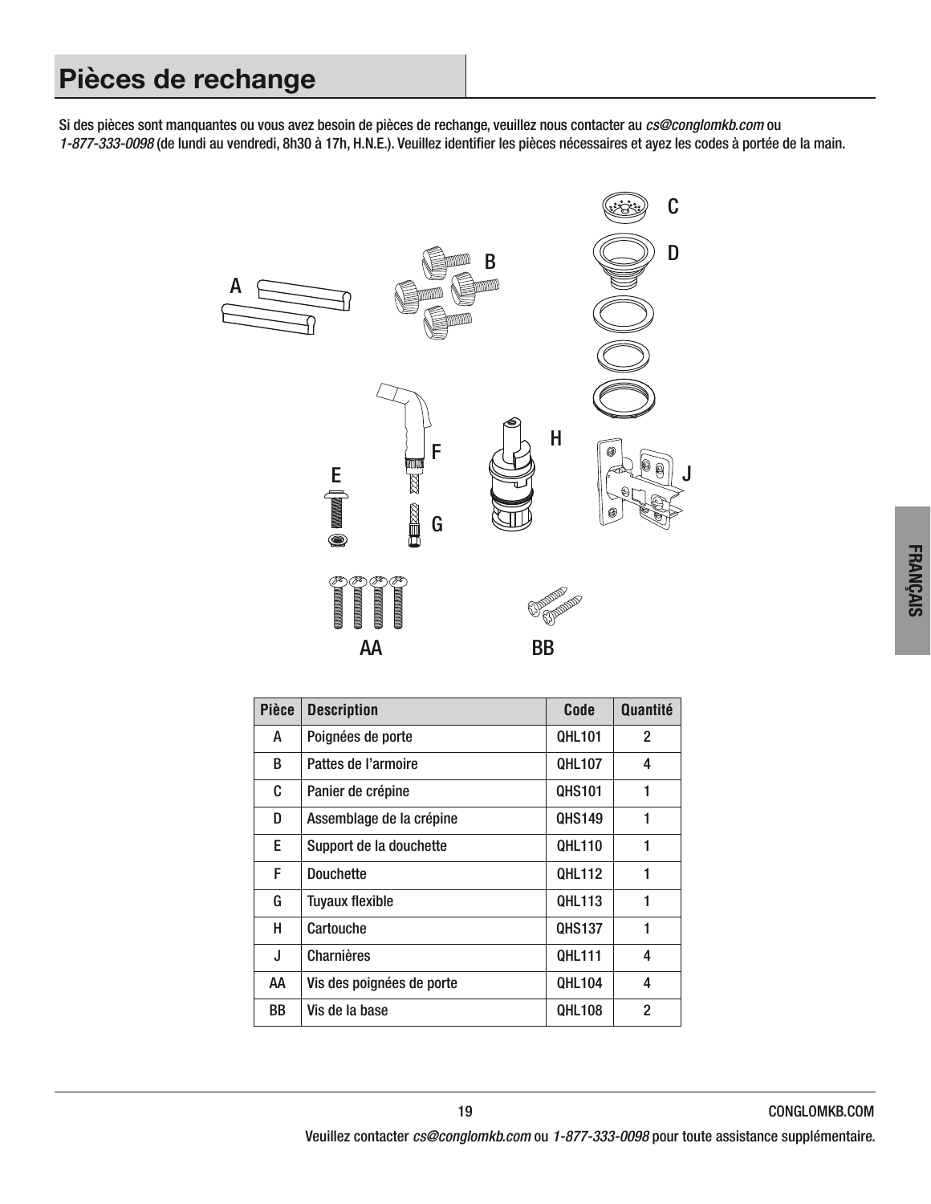# Pièces de rechange

Si des pièces sont manquantes ou vous avez besoin de pièces de rechange, veuillez nous contacter au *cs@conglomkb.com* ou *1-877-333-0098* (de lundi au vendredi, 8h30 à 17h, H.N.E.). Veuillez identifier les pièces nécessaires et ayez les codes à portée de la main.

| Pièce | Description | Code | Quantité |
|---|---|---|---|
| A | Poignées de porte | QHL101 | 2 |
| B | Pattes de l'armoire | QHL107 | 4 |
| C | Panier de crépine | QHS101 | 1 |
| D | Assemblage de la crépine | QHS149 | 1 |
| E | Support de la douchette | QHL110 | 1 |
| F | Douchette | QHL112 | 1 |
| G | Tuyaux flexible | QHL113 | 1 |
| H | Cartouche | QHS137 | 1 |
| J | Charnières | QHL111 | 4 |
| AA | Vis des poignées de porte | QHL104 | 4 |
| BB | Vis de la base | QHL108 | 2 |

Veuillez contacter *cs@conglomkb.com* ou *1-877-333-0098* pour toute assistance supplémentaire.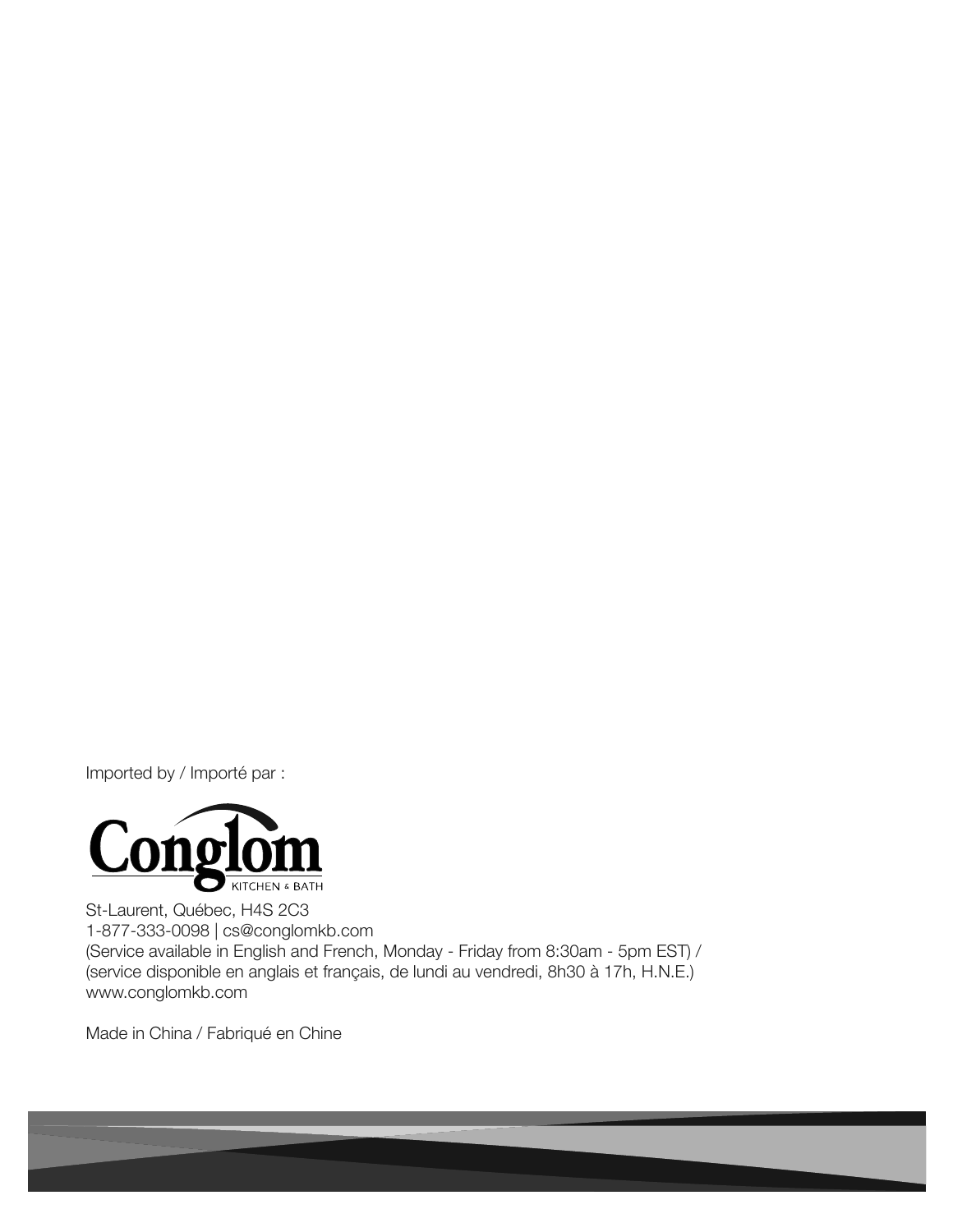Imported by / Importé par :

Conglom
KITCHEN & BATH

St-Laurent, Québec, H4S 2C3
1-877-333-0098 | cs@conglomkb.com
(Service available in English and French, Monday - Friday from 8:30am - 5pm EST) /
(service disponible en anglais et français, de lundi au vendredi, 8h30 à 17h, H.N.E.)
www.conglomkb.com

Made in China / Fabriqué en Chine